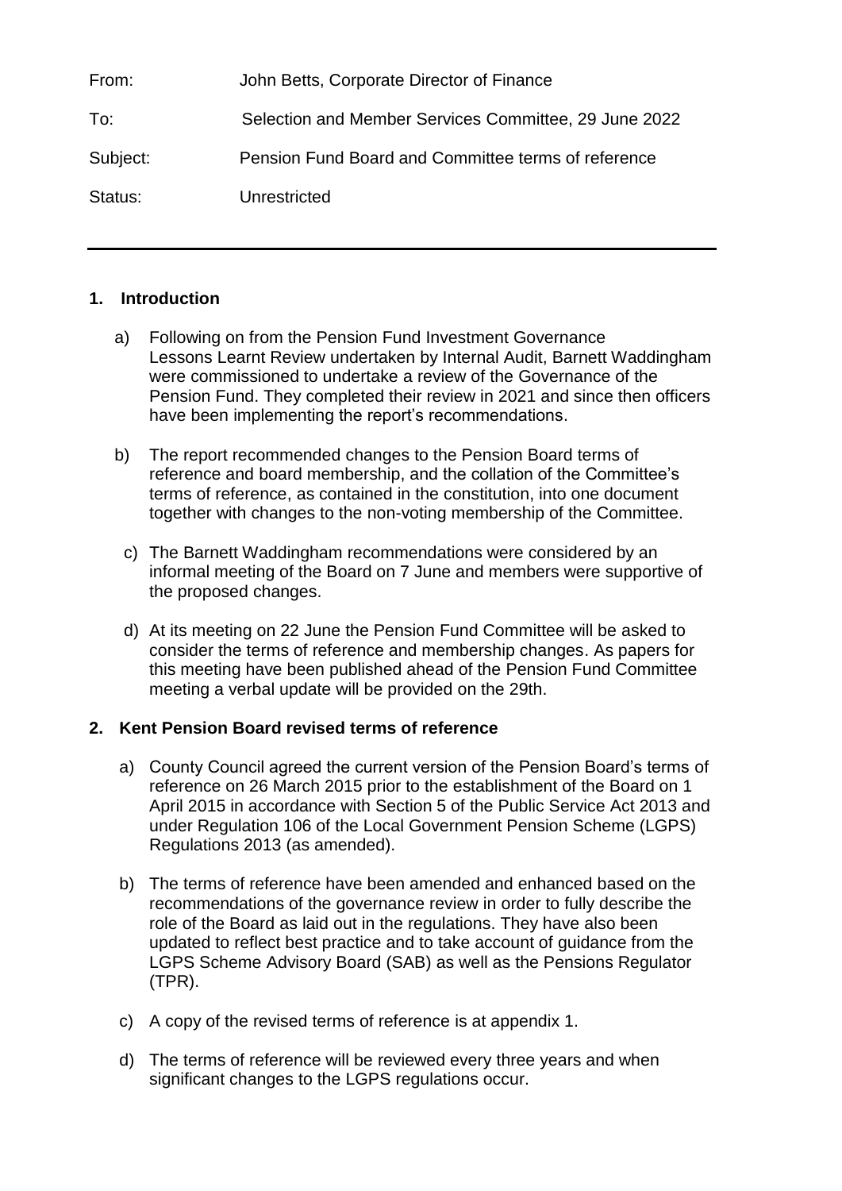From: John Betts, Corporate Director of Finance

To: Selection and Member Services Committee, 29 June 2022

Subject: Pension Fund Board and Committee terms of reference

Status: Unrestricted

---

## 1. Introduction

a) Following on from the Pension Fund Investment Governance Lessons Learnt Review undertaken by Internal Audit, Barnett Waddingham were commissioned to undertake a review of the Governance of the Pension Fund. They completed their review in 2021 and since then officers have been implementing the report's recommendations.

b) The report recommended changes to the Pension Board terms of reference and board membership, and the collation of the Committee's terms of reference, as contained in the constitution, into one document together with changes to the non-voting membership of the Committee.

c) The Barnett Waddingham recommendations were considered by an informal meeting of the Board on 7 June and members were supportive of the proposed changes.

d) At its meeting on 22 June the Pension Fund Committee will be asked to consider the terms of reference and membership changes. As papers for this meeting have been published ahead of the Pension Fund Committee meeting a verbal update will be provided on the 29th.

## 2. Kent Pension Board revised terms of reference

a) County Council agreed the current version of the Pension Board's terms of reference on 26 March 2015 prior to the establishment of the Board on 1 April 2015 in accordance with Section 5 of the Public Service Act 2013 and under Regulation 106 of the Local Government Pension Scheme (LGPS) Regulations 2013 (as amended).

b) The terms of reference have been amended and enhanced based on the recommendations of the governance review in order to fully describe the role of the Board as laid out in the regulations. They have also been updated to reflect best practice and to take account of guidance from the LGPS Scheme Advisory Board (SAB) as well as the Pensions Regulator (TPR).

c) A copy of the revised terms of reference is at appendix 1.

d) The terms of reference will be reviewed every three years and when significant changes to the LGPS regulations occur.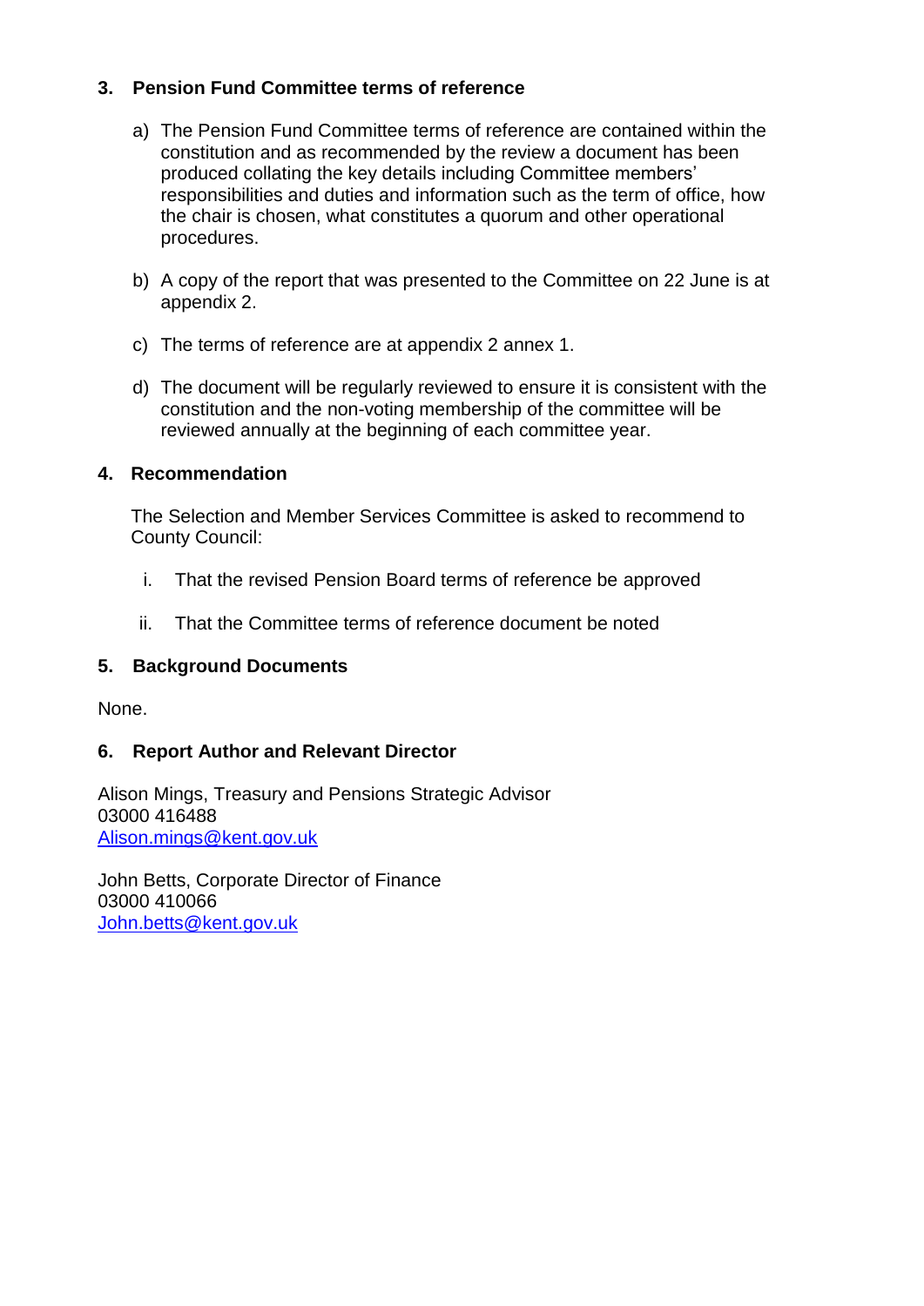## 3. Pension Fund Committee terms of reference

a) The Pension Fund Committee terms of reference are contained within the constitution and as recommended by the review a document has been produced collating the key details including Committee members' responsibilities and duties and information such as the term of office, how the chair is chosen, what constitutes a quorum and other operational procedures.

b) A copy of the report that was presented to the Committee on 22 June is at appendix 2.

c) The terms of reference are at appendix 2 annex 1.

d) The document will be regularly reviewed to ensure it is consistent with the constitution and the non-voting membership of the committee will be reviewed annually at the beginning of each committee year.

## 4. Recommendation

The Selection and Member Services Committee is asked to recommend to County Council:

i. That the revised Pension Board terms of reference be approved

ii. That the Committee terms of reference document be noted

## 5. Background Documents

None.

## 6. Report Author and Relevant Director

Alison Mings, Treasury and Pensions Strategic Advisor
03000 416488
Alison.mings@kent.gov.uk

John Betts, Corporate Director of Finance
03000 410066
John.betts@kent.gov.uk